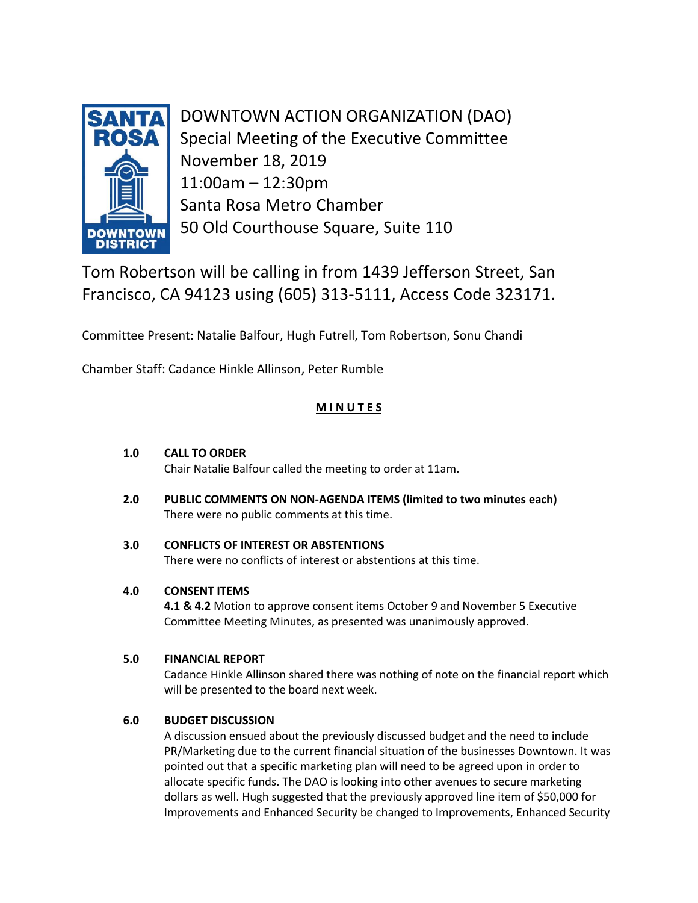SANTA ROSA DOWNTOWN DISTRICT

# DOWNTOWN ACTION ORGANIZATION (DAO)
## Special Meeting of the Executive Committee
November 18, 2019
11:00am – 12:30pm
Santa Rosa Metro Chamber
50 Old Courthouse Square, Suite 110

Tom Robertson will be calling in from 1439 Jefferson Street, San Francisco, CA 94123 using (605) 313-5111, Access Code 323171.

Committee Present: Natalie Balfour, Hugh Futrell, Tom Robertson, Sonu Chandi

Chamber Staff: Cadance Hinkle Allinson, Peter Rumble

## MINUTES

**1.0 CALL TO ORDER**
Chair Natalie Balfour called the meeting to order at 11am.

**2.0 PUBLIC COMMENTS ON NON-AGENDA ITEMS (limited to two minutes each)**
There were no public comments at this time.

**3.0 CONFLICTS OF INTEREST OR ABSTENTIONS**
There were no conflicts of interest or abstentions at this time.

**4.0 CONSENT ITEMS**
**4.1 & 4.2** Motion to approve consent items October 9 and November 5 Executive Committee Meeting Minutes, as presented was unanimously approved.

**5.0 FINANCIAL REPORT**
Cadance Hinkle Allinson shared there was nothing of note on the financial report which will be presented to the board next week.

**6.0 BUDGET DISCUSSION**
A discussion ensued about the previously discussed budget and the need to include PR/Marketing due to the current financial situation of the businesses Downtown. It was pointed out that a specific marketing plan will need to be agreed upon in order to allocate specific funds. The DAO is looking into other avenues to secure marketing dollars as well. Hugh suggested that the previously approved line item of $50,000 for Improvements and Enhanced Security be changed to Improvements, Enhanced Security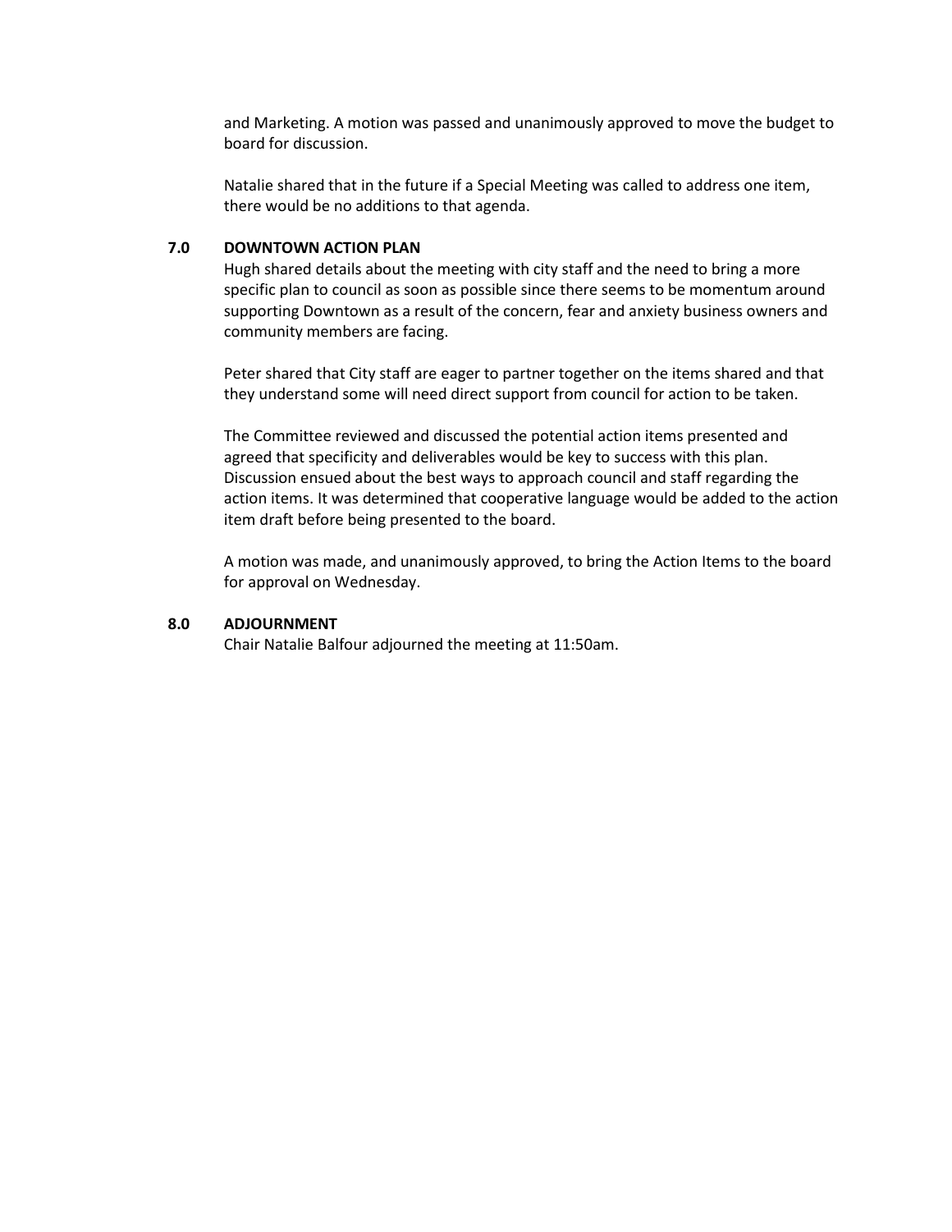and Marketing. A motion was passed and unanimously approved to move the budget to board for discussion.

Natalie shared that in the future if a Special Meeting was called to address one item, there would be no additions to that agenda.

## 7.0 DOWNTOWN ACTION PLAN

Hugh shared details about the meeting with city staff and the need to bring a more specific plan to council as soon as possible since there seems to be momentum around supporting Downtown as a result of the concern, fear and anxiety business owners and community members are facing.

Peter shared that City staff are eager to partner together on the items shared and that they understand some will need direct support from council for action to be taken.

The Committee reviewed and discussed the potential action items presented and agreed that specificity and deliverables would be key to success with this plan. Discussion ensued about the best ways to approach council and staff regarding the action items. It was determined that cooperative language would be added to the action item draft before being presented to the board.

A motion was made, and unanimously approved, to bring the Action Items to the board for approval on Wednesday.

## 8.0 ADJOURNMENT

Chair Natalie Balfour adjourned the meeting at 11:50am.